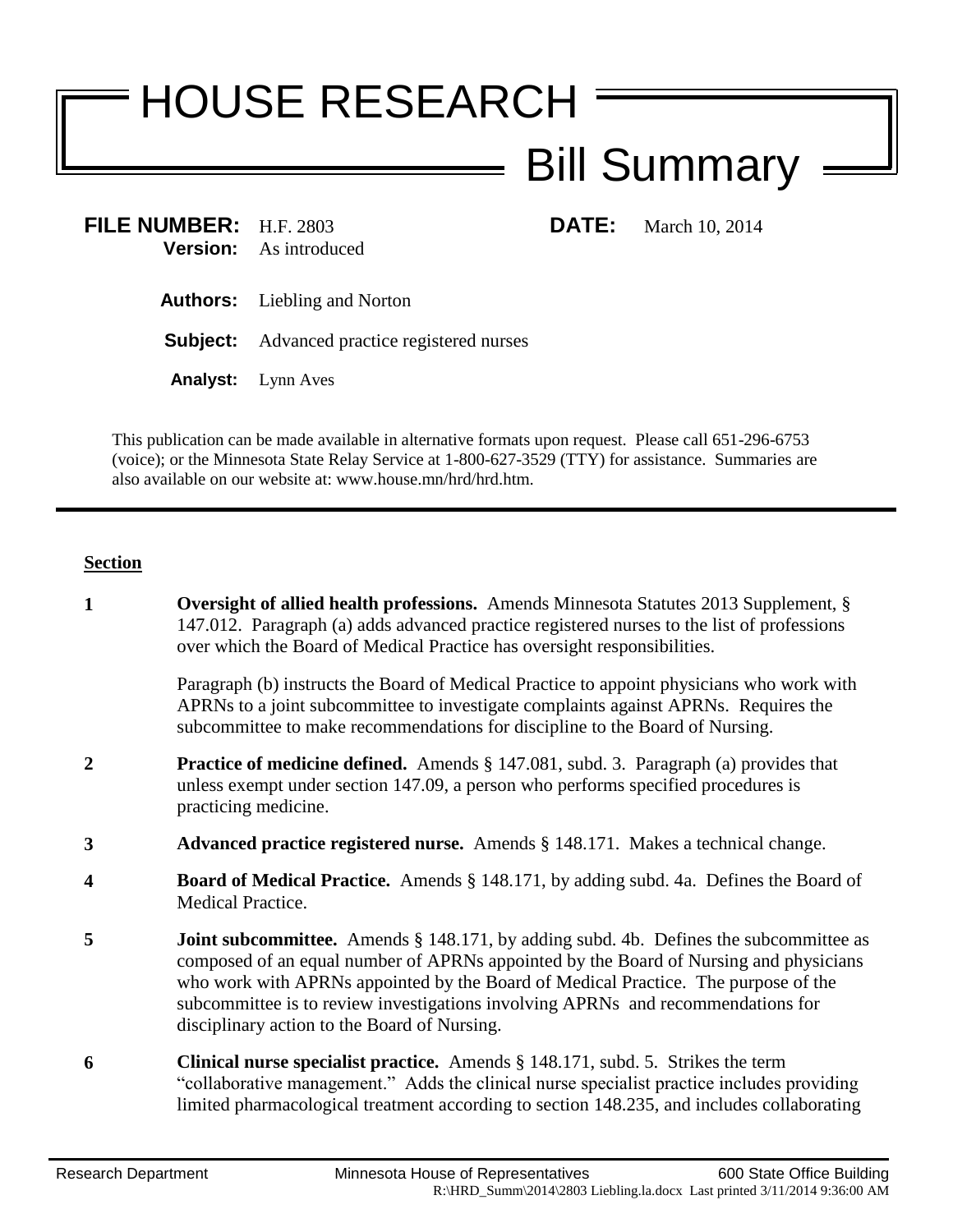# HOUSE RESEARCH

## Bill Summary

**FILE NUMBER:** H.F. 2803 **DATE:** March 10, 2014
**Version:** As introduced

**Authors:** Liebling and Norton

**Subject:** Advanced practice registered nurses

**Analyst:** Lynn Aves

This publication can be made available in alternative formats upon request. Please call 651-296-6753 (voice); or the Minnesota State Relay Service at 1-800-627-3529 (TTY) for assistance. Summaries are also available on our website at: www.house.mn/hrd/hrd.htm.

---

**Section**

**1** **Oversight of allied health professions.** Amends Minnesota Statutes 2013 Supplement, § 147.012. Paragraph (a) adds advanced practice registered nurses to the list of professions over which the Board of Medical Practice has oversight responsibilities.

Paragraph (b) instructs the Board of Medical Practice to appoint physicians who work with APRNs to a joint subcommittee to investigate complaints against APRNs. Requires the subcommittee to make recommendations for discipline to the Board of Nursing.

**2** **Practice of medicine defined.** Amends § 147.081, subd. 3. Paragraph (a) provides that unless exempt under section 147.09, a person who performs specified procedures is practicing medicine.

**3** **Advanced practice registered nurse.** Amends § 148.171. Makes a technical change.

**4** **Board of Medical Practice.** Amends § 148.171, by adding subd. 4a. Defines the Board of Medical Practice.

**5** **Joint subcommittee.** Amends § 148.171, by adding subd. 4b. Defines the subcommittee as composed of an equal number of APRNs appointed by the Board of Nursing and physicians who work with APRNs appointed by the Board of Medical Practice. The purpose of the subcommittee is to review investigations involving APRNs and recommendations for disciplinary action to the Board of Nursing.

**6** **Clinical nurse specialist practice.** Amends § 148.171, subd. 5. Strikes the term "collaborative management." Adds the clinical nurse specialist practice includes providing limited pharmacological treatment according to section 148.235, and includes collaborating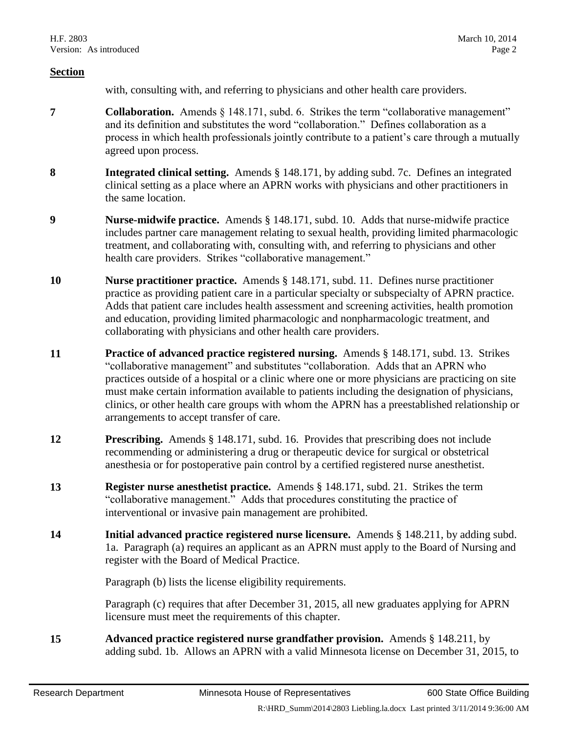**Section**

with, consulting with, and referring to physicians and other health care providers.

**7** **Collaboration.** Amends § 148.171, subd. 6. Strikes the term "collaborative management" and its definition and substitutes the word "collaboration." Defines collaboration as a process in which health professionals jointly contribute to a patient's care through a mutually agreed upon process.

**8** **Integrated clinical setting.** Amends § 148.171, by adding subd. 7c. Defines an integrated clinical setting as a place where an APRN works with physicians and other practitioners in the same location.

**9** **Nurse-midwife practice.** Amends § 148.171, subd. 10. Adds that nurse-midwife practice includes partner care management relating to sexual health, providing limited pharmacologic treatment, and collaborating with, consulting with, and referring to physicians and other health care providers. Strikes "collaborative management."

**10** **Nurse practitioner practice.** Amends § 148.171, subd. 11. Defines nurse practitioner practice as providing patient care in a particular specialty or subspecialty of APRN practice. Adds that patient care includes health assessment and screening activities, health promotion and education, providing limited pharmacologic and nonpharmacologic treatment, and collaborating with physicians and other health care providers.

**11** **Practice of advanced practice registered nursing.** Amends § 148.171, subd. 13. Strikes "collaborative management" and substitutes "collaboration. Adds that an APRN who practices outside of a hospital or a clinic where one or more physicians are practicing on site must make certain information available to patients including the designation of physicians, clinics, or other health care groups with whom the APRN has a preestablished relationship or arrangements to accept transfer of care.

**12** **Prescribing.** Amends § 148.171, subd. 16. Provides that prescribing does not include recommending or administering a drug or therapeutic device for surgical or obstetrical anesthesia or for postoperative pain control by a certified registered nurse anesthetist.

**13** **Register nurse anesthetist practice.** Amends § 148.171, subd. 21. Strikes the term "collaborative management." Adds that procedures constituting the practice of interventional or invasive pain management are prohibited.

**14** **Initial advanced practice registered nurse licensure.** Amends § 148.211, by adding subd. 1a. Paragraph (a) requires an applicant as an APRN must apply to the Board of Nursing and register with the Board of Medical Practice.

Paragraph (b) lists the license eligibility requirements.

Paragraph (c) requires that after December 31, 2015, all new graduates applying for APRN licensure must meet the requirements of this chapter.

**15** **Advanced practice registered nurse grandfather provision.** Amends § 148.211, by adding subd. 1b. Allows an APRN with a valid Minnesota license on December 31, 2015, to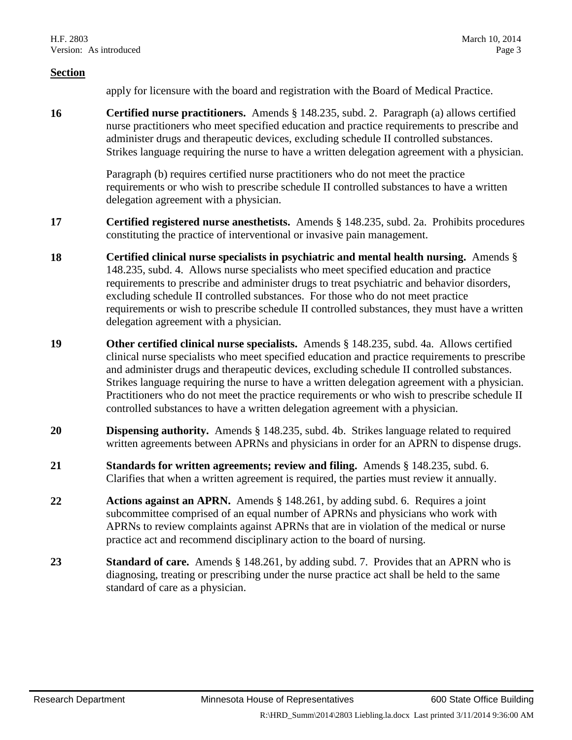**Section**

apply for licensure with the board and registration with the Board of Medical Practice.

**16** **Certified nurse practitioners.** Amends § 148.235, subd. 2. Paragraph (a) allows certified nurse practitioners who meet specified education and practice requirements to prescribe and administer drugs and therapeutic devices, excluding schedule II controlled substances. Strikes language requiring the nurse to have a written delegation agreement with a physician.

Paragraph (b) requires certified nurse practitioners who do not meet the practice requirements or who wish to prescribe schedule II controlled substances to have a written delegation agreement with a physician.

**17** **Certified registered nurse anesthetists.** Amends § 148.235, subd. 2a. Prohibits procedures constituting the practice of interventional or invasive pain management.

**18** **Certified clinical nurse specialists in psychiatric and mental health nursing.** Amends § 148.235, subd. 4. Allows nurse specialists who meet specified education and practice requirements to prescribe and administer drugs to treat psychiatric and behavior disorders, excluding schedule II controlled substances. For those who do not meet practice requirements or wish to prescribe schedule II controlled substances, they must have a written delegation agreement with a physician.

**19** **Other certified clinical nurse specialists.** Amends § 148.235, subd. 4a. Allows certified clinical nurse specialists who meet specified education and practice requirements to prescribe and administer drugs and therapeutic devices, excluding schedule II controlled substances. Strikes language requiring the nurse to have a written delegation agreement with a physician. Practitioners who do not meet the practice requirements or who wish to prescribe schedule II controlled substances to have a written delegation agreement with a physician.

**20** **Dispensing authority.** Amends § 148.235, subd. 4b. Strikes language related to required written agreements between APRNs and physicians in order for an APRN to dispense drugs.

**21** **Standards for written agreements; review and filing.** Amends § 148.235, subd. 6. Clarifies that when a written agreement is required, the parties must review it annually.

**22** **Actions against an APRN.** Amends § 148.261, by adding subd. 6. Requires a joint subcommittee comprised of an equal number of APRNs and physicians who work with APRNs to review complaints against APRNs that are in violation of the medical or nurse practice act and recommend disciplinary action to the board of nursing.

**23** **Standard of care.** Amends § 148.261, by adding subd. 7. Provides that an APRN who is diagnosing, treating or prescribing under the nurse practice act shall be held to the same standard of care as a physician.